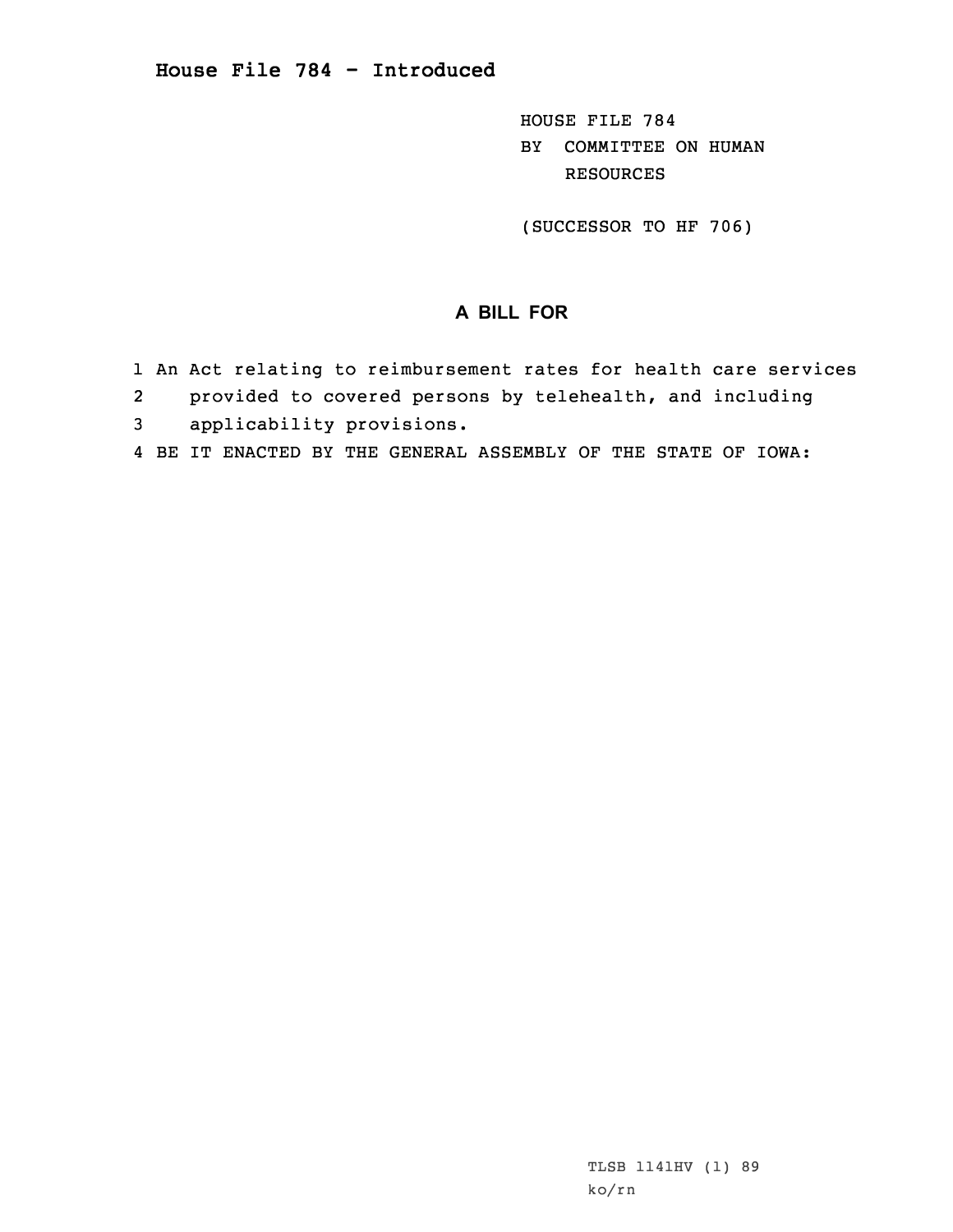# House File 784 - Introduced

HOUSE FILE 784
BY COMMITTEE ON HUMAN RESOURCES

(SUCCESSOR TO HF 706)

## A BILL FOR

1 An Act relating to reimbursement rates for health care services
2 provided to covered persons by telehealth, and including
3 applicability provisions.
4 BE IT ENACTED BY THE GENERAL ASSEMBLY OF THE STATE OF IOWA:

TLSB 1141HV (1) 89
ko/rn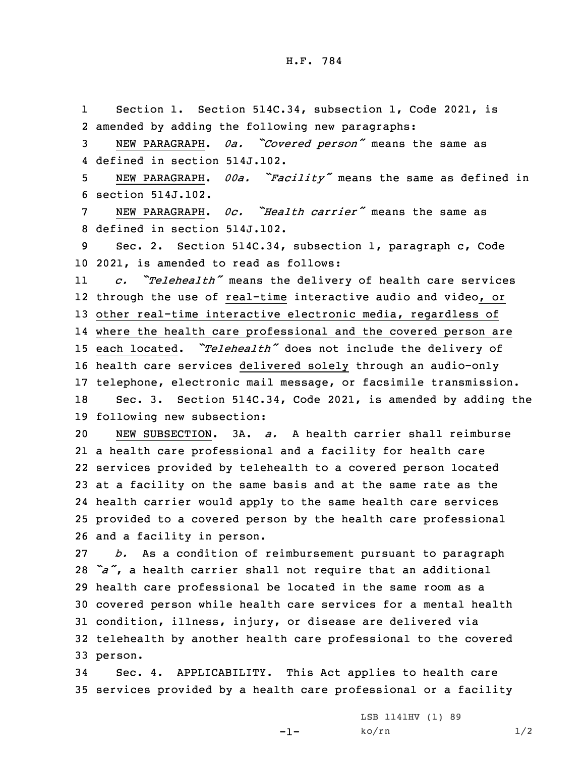Section 1. Section 514C.34, subsection 1, Code 2021, is amended by adding the following new paragraphs:

NEW PARAGRAPH. *0a. "Covered person"* means the same as defined in section 514J.102.

NEW PARAGRAPH. *00a. "Facility"* means the same as defined in section 514J.102.

NEW PARAGRAPH. *0c. "Health carrier"* means the same as defined in section 514J.102.

Sec. 2. Section 514C.34, subsection 1, paragraph c, Code 2021, is amended to read as follows:

*c. "Telehealth"* means the delivery of health care services through the use of real-time interactive audio and video, or other real-time interactive electronic media, regardless of where the health care professional and the covered person are each located. *"Telehealth"* does not include the delivery of health care services delivered solely through an audio-only telephone, electronic mail message, or facsimile transmission.

Sec. 3. Section 514C.34, Code 2021, is amended by adding the following new subsection:

NEW SUBSECTION. 3A. *a.* A health carrier shall reimburse a health care professional and a facility for health care services provided by telehealth to a covered person located at a facility on the same basis and at the same rate as the health carrier would apply to the same health care services provided to a covered person by the health care professional and a facility in person.

*b.* As a condition of reimbursement pursuant to paragraph *"a"*, a health carrier shall not require that an additional health care professional be located in the same room as a covered person while health care services for a mental health condition, illness, injury, or disease are delivered via telehealth by another health care professional to the covered person.

Sec. 4. APPLICABILITY. This Act applies to health care services provided by a health care professional or a facility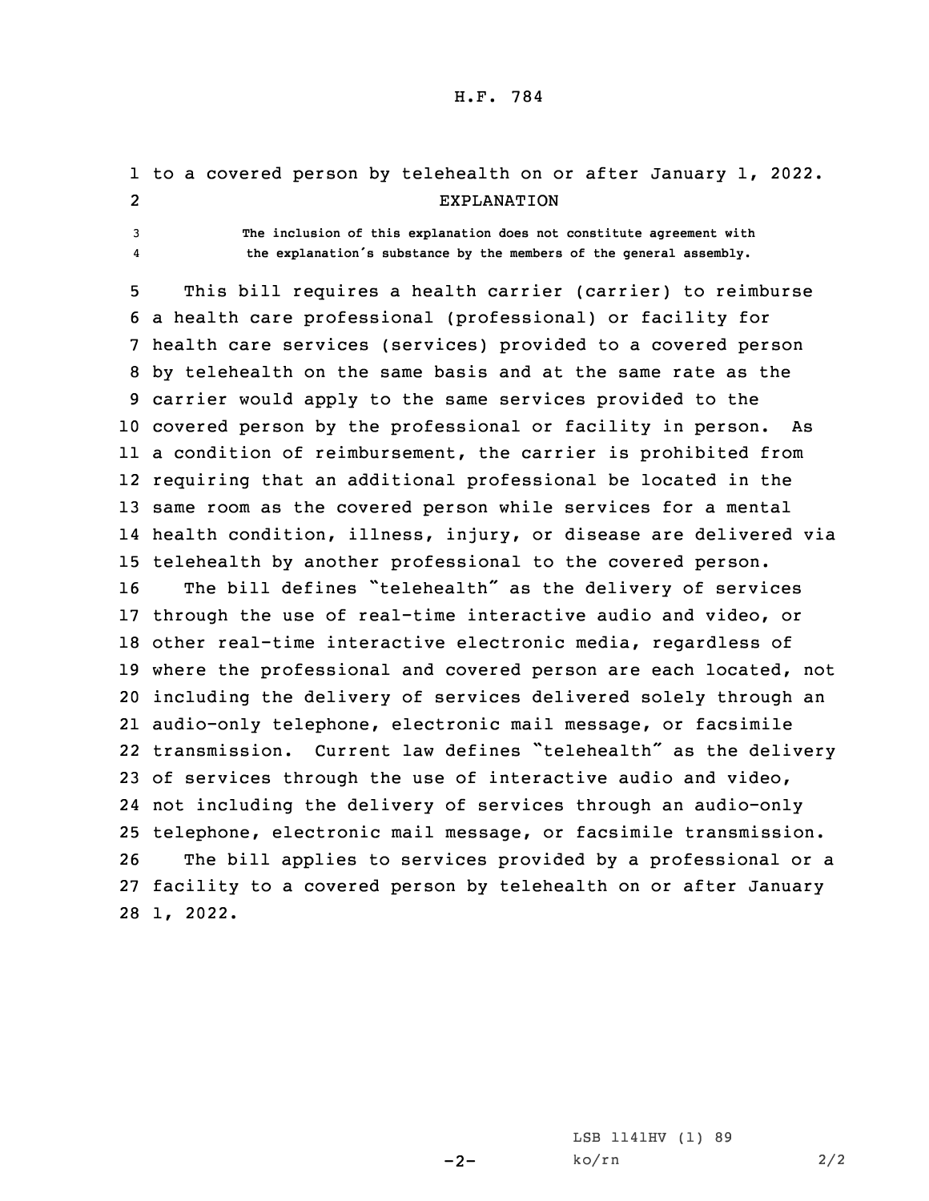to a covered person by telehealth on or after January 1, 2022.

EXPLANATION

The inclusion of this explanation does not constitute agreement with the explanation's substance by the members of the general assembly.

This bill requires a health carrier (carrier) to reimburse a health care professional (professional) or facility for health care services (services) provided to a covered person by telehealth on the same basis and at the same rate as the carrier would apply to the same services provided to the covered person by the professional or facility in person. As a condition of reimbursement, the carrier is prohibited from requiring that an additional professional be located in the same room as the covered person while services for a mental health condition, illness, injury, or disease are delivered via telehealth by another professional to the covered person.

The bill defines "telehealth" as the delivery of services through the use of real-time interactive audio and video, or other real-time interactive electronic media, regardless of where the professional and covered person are each located, not including the delivery of services delivered solely through an audio-only telephone, electronic mail message, or facsimile transmission. Current law defines "telehealth" as the delivery of services through the use of interactive audio and video, not including the delivery of services through an audio-only telephone, electronic mail message, or facsimile transmission.

The bill applies to services provided by a professional or a facility to a covered person by telehealth on or after January 1, 2022.

LSB 1141HV (1) 89
ko/rn